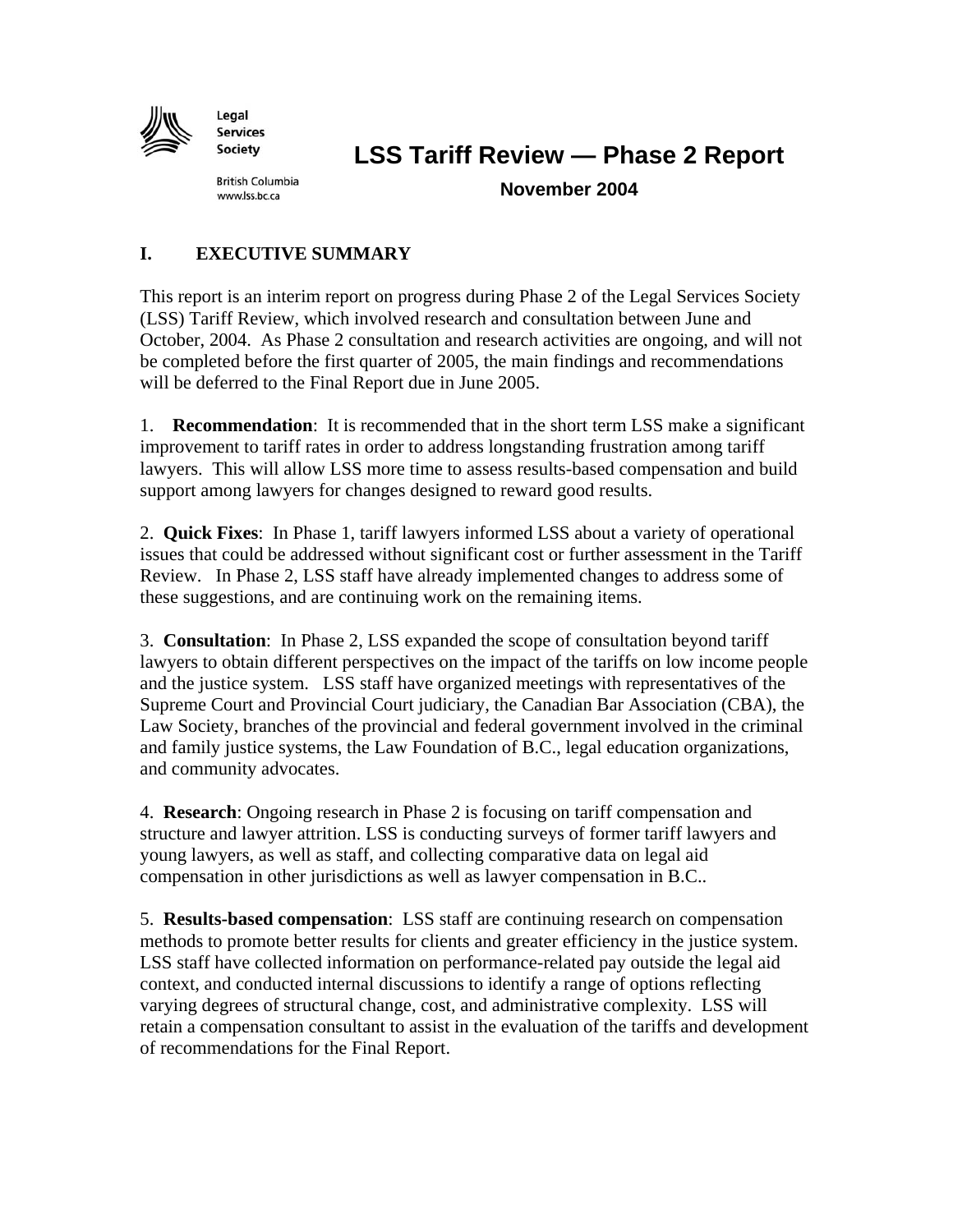Legal Services Society

British Columbia
www.lss.bc.ca

# LSS Tariff Review — Phase 2 Report

**November 2004**

## I. EXECUTIVE SUMMARY

This report is an interim report on progress during Phase 2 of the Legal Services Society (LSS) Tariff Review, which involved research and consultation between June and October, 2004. As Phase 2 consultation and research activities are ongoing, and will not be completed before the first quarter of 2005, the main findings and recommendations will be deferred to the Final Report due in June 2005.

1. **Recommendation**: It is recommended that in the short term LSS make a significant improvement to tariff rates in order to address longstanding frustration among tariff lawyers. This will allow LSS more time to assess results-based compensation and build support among lawyers for changes designed to reward good results.

2. **Quick Fixes**: In Phase 1, tariff lawyers informed LSS about a variety of operational issues that could be addressed without significant cost or further assessment in the Tariff Review. In Phase 2, LSS staff have already implemented changes to address some of these suggestions, and are continuing work on the remaining items.

3. **Consultation**: In Phase 2, LSS expanded the scope of consultation beyond tariff lawyers to obtain different perspectives on the impact of the tariffs on low income people and the justice system. LSS staff have organized meetings with representatives of the Supreme Court and Provincial Court judiciary, the Canadian Bar Association (CBA), the Law Society, branches of the provincial and federal government involved in the criminal and family justice systems, the Law Foundation of B.C., legal education organizations, and community advocates.

4. **Research**: Ongoing research in Phase 2 is focusing on tariff compensation and structure and lawyer attrition. LSS is conducting surveys of former tariff lawyers and young lawyers, as well as staff, and collecting comparative data on legal aid compensation in other jurisdictions as well as lawyer compensation in B.C..

5. **Results-based compensation**: LSS staff are continuing research on compensation methods to promote better results for clients and greater efficiency in the justice system. LSS staff have collected information on performance-related pay outside the legal aid context, and conducted internal discussions to identify a range of options reflecting varying degrees of structural change, cost, and administrative complexity. LSS will retain a compensation consultant to assist in the evaluation of the tariffs and development of recommendations for the Final Report.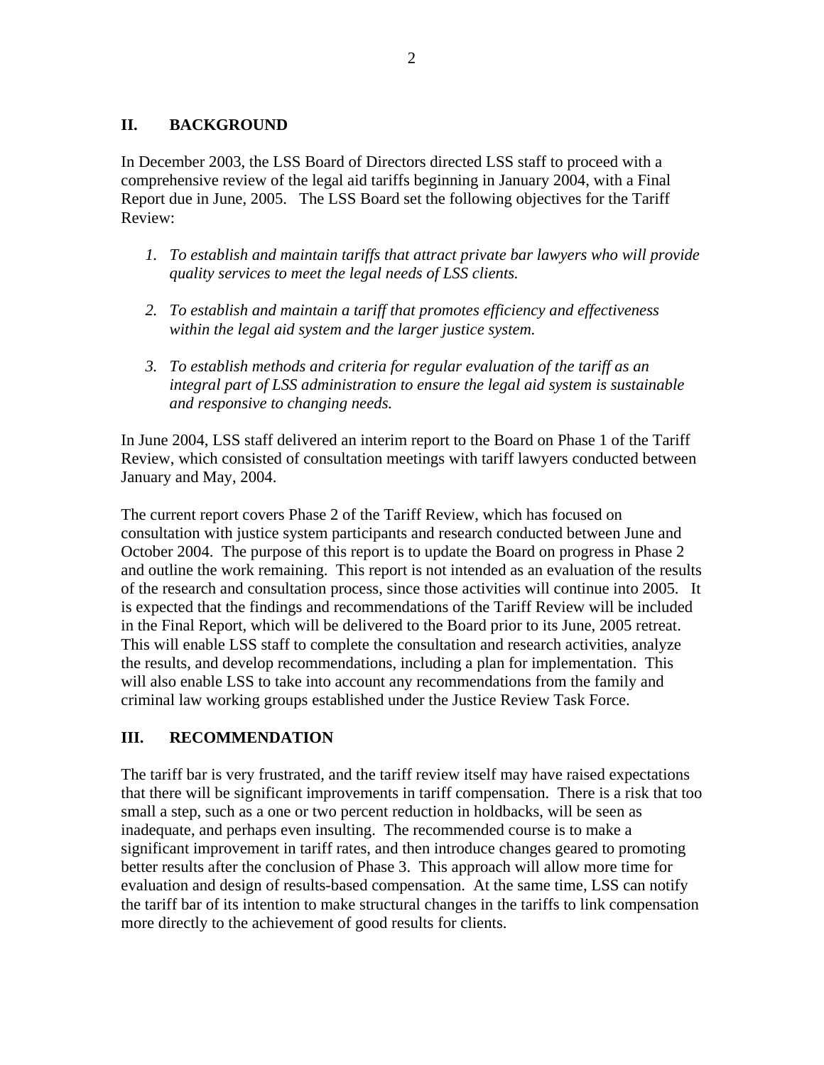## II. BACKGROUND

In December 2003, the LSS Board of Directors directed LSS staff to proceed with a comprehensive review of the legal aid tariffs beginning in January 2004, with a Final Report due in June, 2005. The LSS Board set the following objectives for the Tariff Review:

1. *To establish and maintain tariffs that attract private bar lawyers who will provide quality services to meet the legal needs of LSS clients.*

2. *To establish and maintain a tariff that promotes efficiency and effectiveness within the legal aid system and the larger justice system.*

3. *To establish methods and criteria for regular evaluation of the tariff as an integral part of LSS administration to ensure the legal aid system is sustainable and responsive to changing needs.*

In June 2004, LSS staff delivered an interim report to the Board on Phase 1 of the Tariff Review, which consisted of consultation meetings with tariff lawyers conducted between January and May, 2004.

The current report covers Phase 2 of the Tariff Review, which has focused on consultation with justice system participants and research conducted between June and October 2004. The purpose of this report is to update the Board on progress in Phase 2 and outline the work remaining. This report is not intended as an evaluation of the results of the research and consultation process, since those activities will continue into 2005. It is expected that the findings and recommendations of the Tariff Review will be included in the Final Report, which will be delivered to the Board prior to its June, 2005 retreat. This will enable LSS staff to complete the consultation and research activities, analyze the results, and develop recommendations, including a plan for implementation. This will also enable LSS to take into account any recommendations from the family and criminal law working groups established under the Justice Review Task Force.

## III. RECOMMENDATION

The tariff bar is very frustrated, and the tariff review itself may have raised expectations that there will be significant improvements in tariff compensation. There is a risk that too small a step, such as a one or two percent reduction in holdbacks, will be seen as inadequate, and perhaps even insulting. The recommended course is to make a significant improvement in tariff rates, and then introduce changes geared to promoting better results after the conclusion of Phase 3. This approach will allow more time for evaluation and design of results-based compensation. At the same time, LSS can notify the tariff bar of its intention to make structural changes in the tariffs to link compensation more directly to the achievement of good results for clients.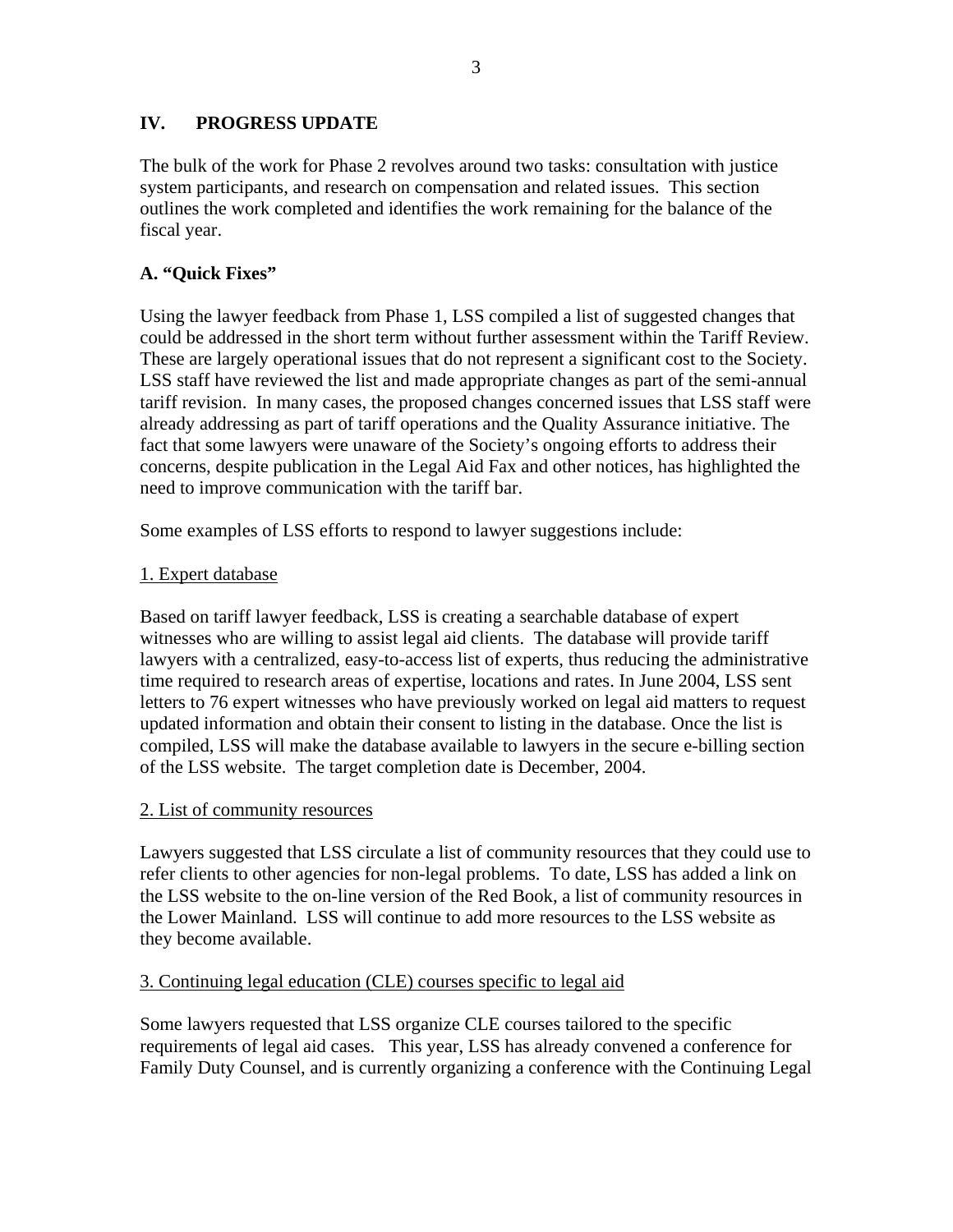## IV. PROGRESS UPDATE

The bulk of the work for Phase 2 revolves around two tasks: consultation with justice system participants, and research on compensation and related issues. This section outlines the work completed and identifies the work remaining for the balance of the fiscal year.

### A. "Quick Fixes"

Using the lawyer feedback from Phase 1, LSS compiled a list of suggested changes that could be addressed in the short term without further assessment within the Tariff Review. These are largely operational issues that do not represent a significant cost to the Society. LSS staff have reviewed the list and made appropriate changes as part of the semi-annual tariff revision. In many cases, the proposed changes concerned issues that LSS staff were already addressing as part of tariff operations and the Quality Assurance initiative. The fact that some lawyers were unaware of the Society's ongoing efforts to address their concerns, despite publication in the Legal Aid Fax and other notices, has highlighted the need to improve communication with the tariff bar.

Some examples of LSS efforts to respond to lawyer suggestions include:

1. Expert database

Based on tariff lawyer feedback, LSS is creating a searchable database of expert witnesses who are willing to assist legal aid clients. The database will provide tariff lawyers with a centralized, easy-to-access list of experts, thus reducing the administrative time required to research areas of expertise, locations and rates. In June 2004, LSS sent letters to 76 expert witnesses who have previously worked on legal aid matters to request updated information and obtain their consent to listing in the database. Once the list is compiled, LSS will make the database available to lawyers in the secure e-billing section of the LSS website. The target completion date is December, 2004.

2. List of community resources

Lawyers suggested that LSS circulate a list of community resources that they could use to refer clients to other agencies for non-legal problems. To date, LSS has added a link on the LSS website to the on-line version of the Red Book, a list of community resources in the Lower Mainland. LSS will continue to add more resources to the LSS website as they become available.

3. Continuing legal education (CLE) courses specific to legal aid

Some lawyers requested that LSS organize CLE courses tailored to the specific requirements of legal aid cases. This year, LSS has already convened a conference for Family Duty Counsel, and is currently organizing a conference with the Continuing Legal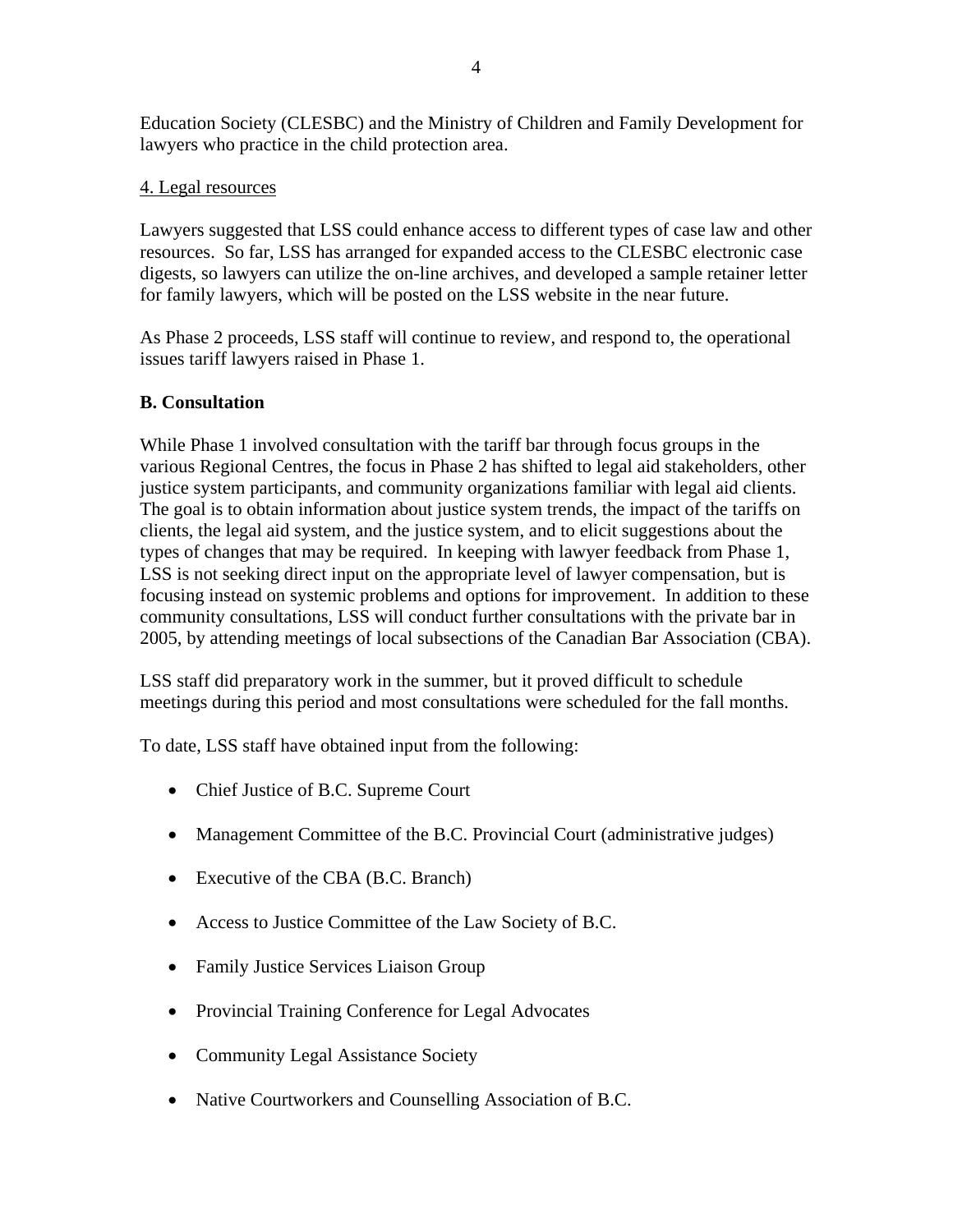Education Society (CLESBC) and the Ministry of Children and Family Development for lawyers who practice in the child protection area.

4. Legal resources

Lawyers suggested that LSS could enhance access to different types of case law and other resources. So far, LSS has arranged for expanded access to the CLESBC electronic case digests, so lawyers can utilize the on-line archives, and developed a sample retainer letter for family lawyers, which will be posted on the LSS website in the near future.

As Phase 2 proceeds, LSS staff will continue to review, and respond to, the operational issues tariff lawyers raised in Phase 1.

**B. Consultation**

While Phase 1 involved consultation with the tariff bar through focus groups in the various Regional Centres, the focus in Phase 2 has shifted to legal aid stakeholders, other justice system participants, and community organizations familiar with legal aid clients. The goal is to obtain information about justice system trends, the impact of the tariffs on clients, the legal aid system, and the justice system, and to elicit suggestions about the types of changes that may be required. In keeping with lawyer feedback from Phase 1, LSS is not seeking direct input on the appropriate level of lawyer compensation, but is focusing instead on systemic problems and options for improvement. In addition to these community consultations, LSS will conduct further consultations with the private bar in 2005, by attending meetings of local subsections of the Canadian Bar Association (CBA).

LSS staff did preparatory work in the summer, but it proved difficult to schedule meetings during this period and most consultations were scheduled for the fall months.

To date, LSS staff have obtained input from the following:

- Chief Justice of B.C. Supreme Court
- Management Committee of the B.C. Provincial Court (administrative judges)
- Executive of the CBA (B.C. Branch)
- Access to Justice Committee of the Law Society of B.C.
- Family Justice Services Liaison Group
- Provincial Training Conference for Legal Advocates
- Community Legal Assistance Society
- Native Courtworkers and Counselling Association of B.C.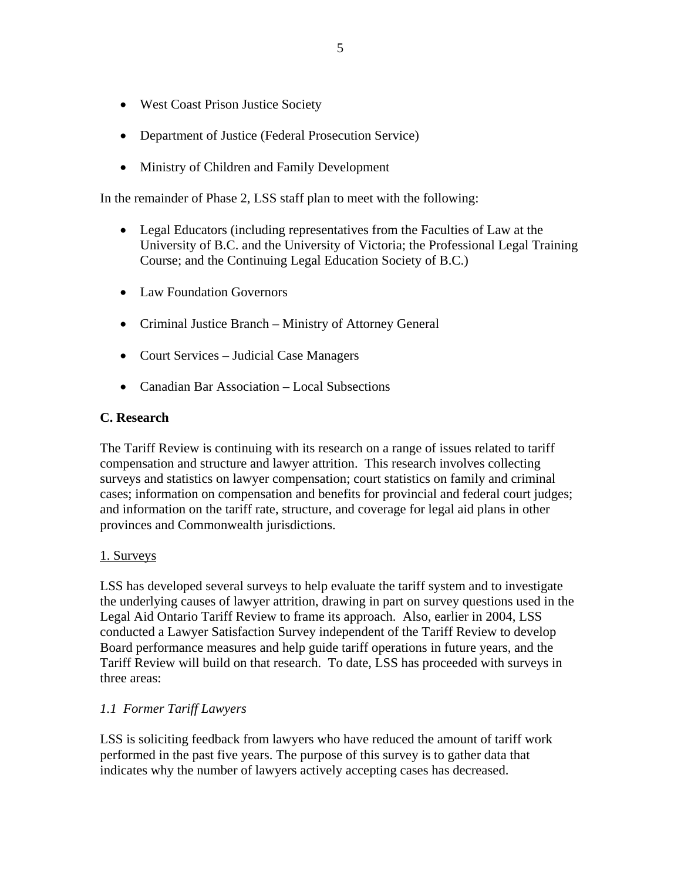- West Coast Prison Justice Society
- Department of Justice (Federal Prosecution Service)
- Ministry of Children and Family Development

In the remainder of Phase 2, LSS staff plan to meet with the following:

- Legal Educators (including representatives from the Faculties of Law at the University of B.C. and the University of Victoria; the Professional Legal Training Course; and the Continuing Legal Education Society of B.C.)
- Law Foundation Governors
- Criminal Justice Branch – Ministry of Attorney General
- Court Services – Judicial Case Managers
- Canadian Bar Association – Local Subsections

**C. Research**

The Tariff Review is continuing with its research on a range of issues related to tariff compensation and structure and lawyer attrition. This research involves collecting surveys and statistics on lawyer compensation; court statistics on family and criminal cases; information on compensation and benefits for provincial and federal court judges; and information on the tariff rate, structure, and coverage for legal aid plans in other provinces and Commonwealth jurisdictions.

<u>1. Surveys</u>

LSS has developed several surveys to help evaluate the tariff system and to investigate the underlying causes of lawyer attrition, drawing in part on survey questions used in the Legal Aid Ontario Tariff Review to frame its approach. Also, earlier in 2004, LSS conducted a Lawyer Satisfaction Survey independent of the Tariff Review to develop Board performance measures and help guide tariff operations in future years, and the Tariff Review will build on that research. To date, LSS has proceeded with surveys in three areas:

*1.1 Former Tariff Lawyers*

LSS is soliciting feedback from lawyers who have reduced the amount of tariff work performed in the past five years. The purpose of this survey is to gather data that indicates why the number of lawyers actively accepting cases has decreased.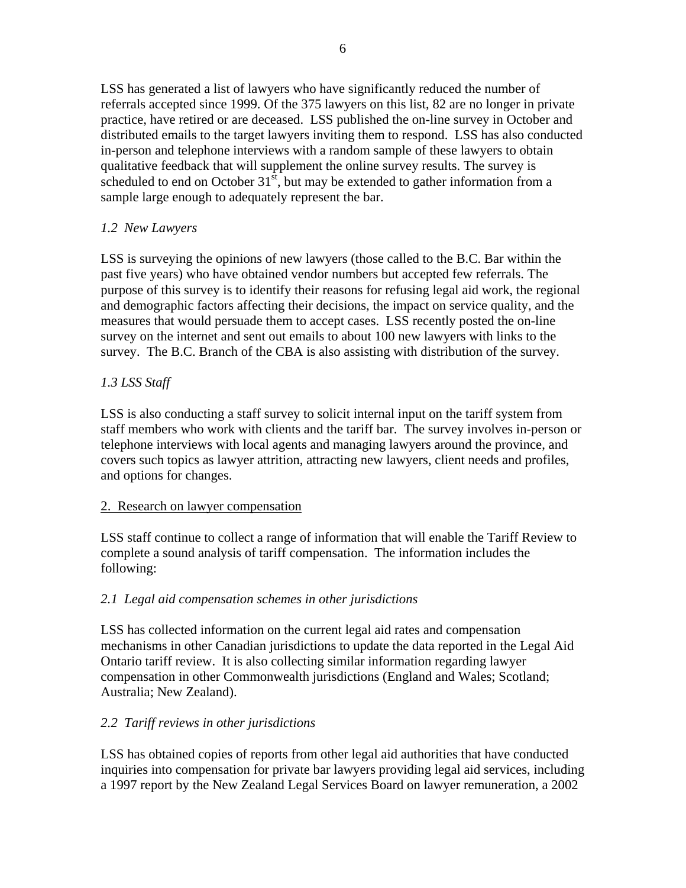LSS has generated a list of lawyers who have significantly reduced the number of referrals accepted since 1999. Of the 375 lawyers on this list, 82 are no longer in private practice, have retired or are deceased. LSS published the on-line survey in October and distributed emails to the target lawyers inviting them to respond. LSS has also conducted in-person and telephone interviews with a random sample of these lawyers to obtain qualitative feedback that will supplement the online survey results. The survey is scheduled to end on October 31st, but may be extended to gather information from a sample large enough to adequately represent the bar.

*1.2 New Lawyers*

LSS is surveying the opinions of new lawyers (those called to the B.C. Bar within the past five years) who have obtained vendor numbers but accepted few referrals. The purpose of this survey is to identify their reasons for refusing legal aid work, the regional and demographic factors affecting their decisions, the impact on service quality, and the measures that would persuade them to accept cases. LSS recently posted the on-line survey on the internet and sent out emails to about 100 new lawyers with links to the survey. The B.C. Branch of the CBA is also assisting with distribution of the survey.

*1.3 LSS Staff*

LSS is also conducting a staff survey to solicit internal input on the tariff system from staff members who work with clients and the tariff bar. The survey involves in-person or telephone interviews with local agents and managing lawyers around the province, and covers such topics as lawyer attrition, attracting new lawyers, client needs and profiles, and options for changes.

<u>2. Research on lawyer compensation</u>

LSS staff continue to collect a range of information that will enable the Tariff Review to complete a sound analysis of tariff compensation. The information includes the following:

*2.1 Legal aid compensation schemes in other jurisdictions*

LSS has collected information on the current legal aid rates and compensation mechanisms in other Canadian jurisdictions to update the data reported in the Legal Aid Ontario tariff review. It is also collecting similar information regarding lawyer compensation in other Commonwealth jurisdictions (England and Wales; Scotland; Australia; New Zealand).

*2.2 Tariff reviews in other jurisdictions*

LSS has obtained copies of reports from other legal aid authorities that have conducted inquiries into compensation for private bar lawyers providing legal aid services, including a 1997 report by the New Zealand Legal Services Board on lawyer remuneration, a 2002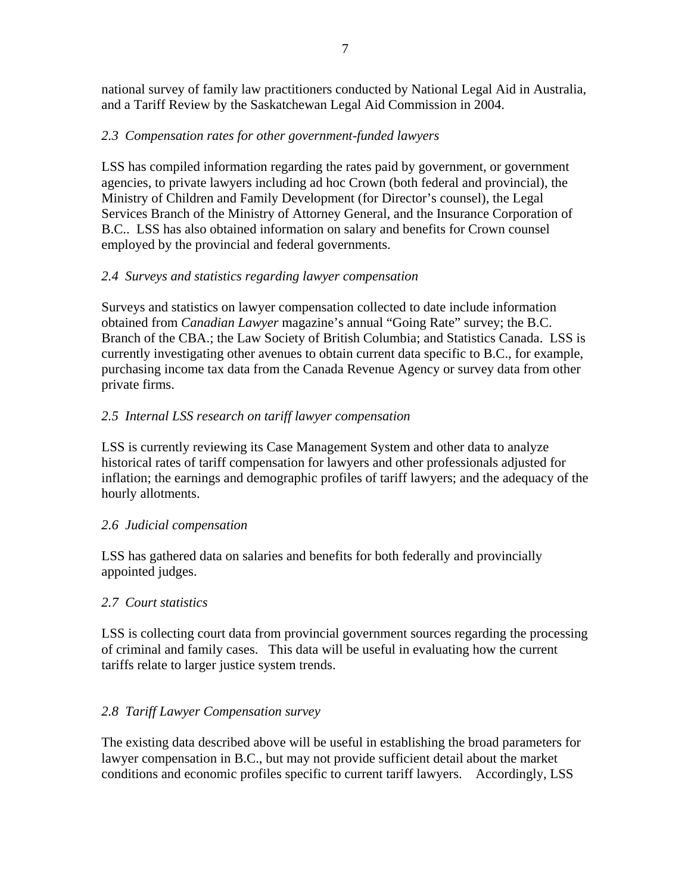national survey of family law practitioners conducted by National Legal Aid in Australia, and a Tariff Review by the Saskatchewan Legal Aid Commission in 2004.

### *2.3 Compensation rates for other government-funded lawyers*

LSS has compiled information regarding the rates paid by government, or government agencies, to private lawyers including ad hoc Crown (both federal and provincial), the Ministry of Children and Family Development (for Director's counsel), the Legal Services Branch of the Ministry of Attorney General, and the Insurance Corporation of B.C.. LSS has also obtained information on salary and benefits for Crown counsel employed by the provincial and federal governments.

### *2.4 Surveys and statistics regarding lawyer compensation*

Surveys and statistics on lawyer compensation collected to date include information obtained from *Canadian Lawyer* magazine's annual "Going Rate" survey; the B.C. Branch of the CBA.; the Law Society of British Columbia; and Statistics Canada. LSS is currently investigating other avenues to obtain current data specific to B.C., for example, purchasing income tax data from the Canada Revenue Agency or survey data from other private firms.

### *2.5 Internal LSS research on tariff lawyer compensation*

LSS is currently reviewing its Case Management System and other data to analyze historical rates of tariff compensation for lawyers and other professionals adjusted for inflation; the earnings and demographic profiles of tariff lawyers; and the adequacy of the hourly allotments.

### *2.6 Judicial compensation*

LSS has gathered data on salaries and benefits for both federally and provincially appointed judges.

### *2.7 Court statistics*

LSS is collecting court data from provincial government sources regarding the processing of criminal and family cases. This data will be useful in evaluating how the current tariffs relate to larger justice system trends.

### *2.8 Tariff Lawyer Compensation survey*

The existing data described above will be useful in establishing the broad parameters for lawyer compensation in B.C., but may not provide sufficient detail about the market conditions and economic profiles specific to current tariff lawyers. Accordingly, LSS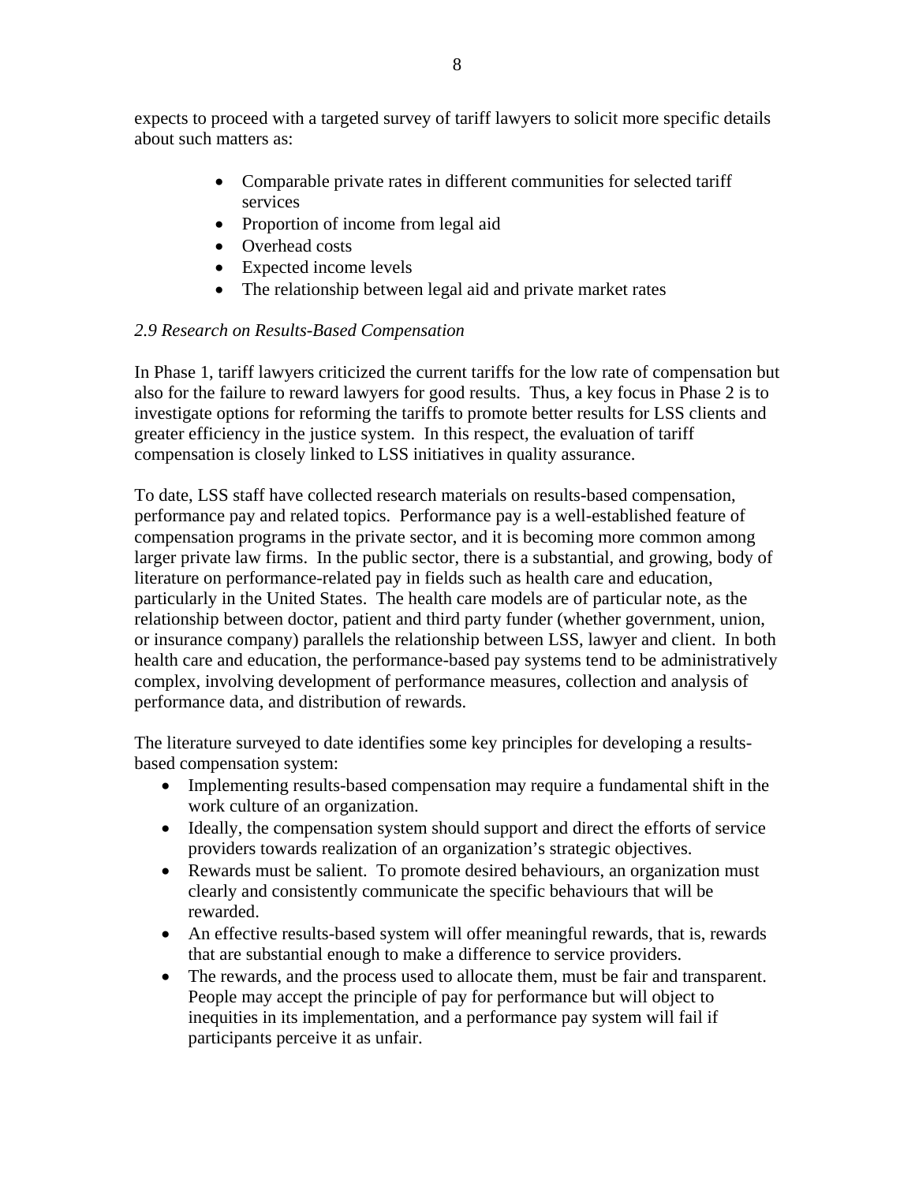expects to proceed with a targeted survey of tariff lawyers to solicit more specific details about such matters as:

- Comparable private rates in different communities for selected tariff services
- Proportion of income from legal aid
- Overhead costs
- Expected income levels
- The relationship between legal aid and private market rates

### *2.9 Research on Results-Based Compensation*

In Phase 1, tariff lawyers criticized the current tariffs for the low rate of compensation but also for the failure to reward lawyers for good results. Thus, a key focus in Phase 2 is to investigate options for reforming the tariffs to promote better results for LSS clients and greater efficiency in the justice system. In this respect, the evaluation of tariff compensation is closely linked to LSS initiatives in quality assurance.

To date, LSS staff have collected research materials on results-based compensation, performance pay and related topics. Performance pay is a well-established feature of compensation programs in the private sector, and it is becoming more common among larger private law firms. In the public sector, there is a substantial, and growing, body of literature on performance-related pay in fields such as health care and education, particularly in the United States. The health care models are of particular note, as the relationship between doctor, patient and third party funder (whether government, union, or insurance company) parallels the relationship between LSS, lawyer and client. In both health care and education, the performance-based pay systems tend to be administratively complex, involving development of performance measures, collection and analysis of performance data, and distribution of rewards.

The literature surveyed to date identifies some key principles for developing a results-based compensation system:

- Implementing results-based compensation may require a fundamental shift in the work culture of an organization.
- Ideally, the compensation system should support and direct the efforts of service providers towards realization of an organization's strategic objectives.
- Rewards must be salient. To promote desired behaviours, an organization must clearly and consistently communicate the specific behaviours that will be rewarded.
- An effective results-based system will offer meaningful rewards, that is, rewards that are substantial enough to make a difference to service providers.
- The rewards, and the process used to allocate them, must be fair and transparent. People may accept the principle of pay for performance but will object to inequities in its implementation, and a performance pay system will fail if participants perceive it as unfair.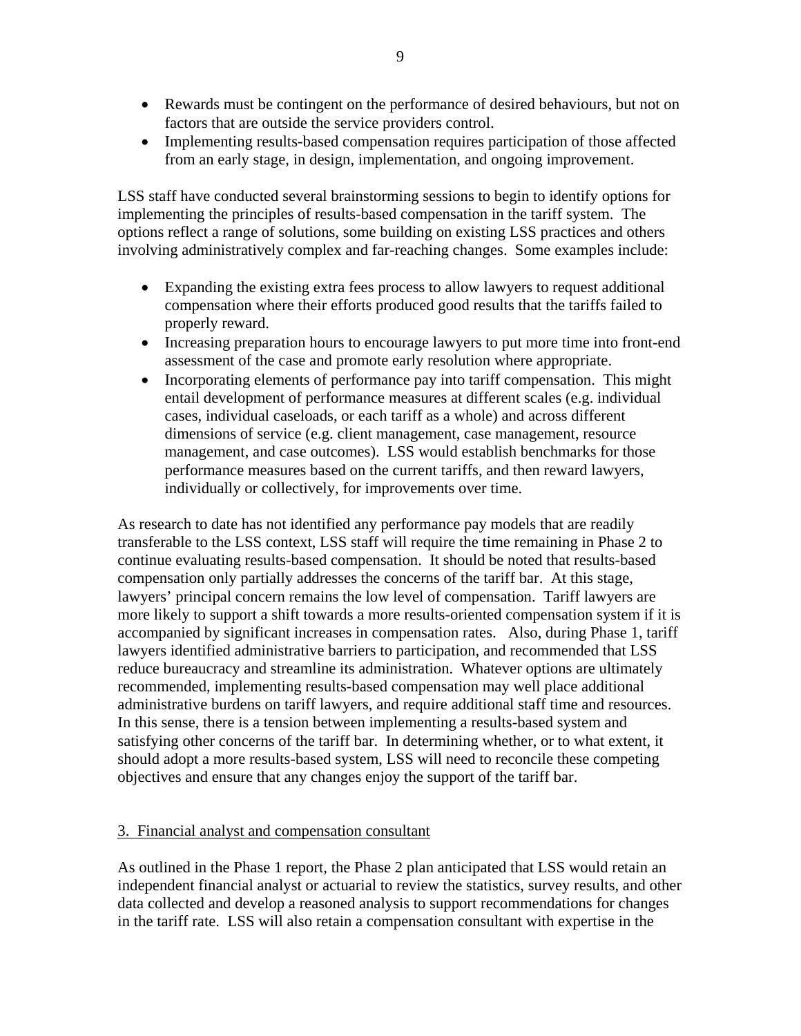- Rewards must be contingent on the performance of desired behaviours, but not on factors that are outside the service providers control.
- Implementing results-based compensation requires participation of those affected from an early stage, in design, implementation, and ongoing improvement.

LSS staff have conducted several brainstorming sessions to begin to identify options for implementing the principles of results-based compensation in the tariff system. The options reflect a range of solutions, some building on existing LSS practices and others involving administratively complex and far-reaching changes. Some examples include:

- Expanding the existing extra fees process to allow lawyers to request additional compensation where their efforts produced good results that the tariffs failed to properly reward.
- Increasing preparation hours to encourage lawyers to put more time into front-end assessment of the case and promote early resolution where appropriate.
- Incorporating elements of performance pay into tariff compensation. This might entail development of performance measures at different scales (e.g. individual cases, individual caseloads, or each tariff as a whole) and across different dimensions of service (e.g. client management, case management, resource management, and case outcomes). LSS would establish benchmarks for those performance measures based on the current tariffs, and then reward lawyers, individually or collectively, for improvements over time.

As research to date has not identified any performance pay models that are readily transferable to the LSS context, LSS staff will require the time remaining in Phase 2 to continue evaluating results-based compensation. It should be noted that results-based compensation only partially addresses the concerns of the tariff bar. At this stage, lawyers' principal concern remains the low level of compensation. Tariff lawyers are more likely to support a shift towards a more results-oriented compensation system if it is accompanied by significant increases in compensation rates. Also, during Phase 1, tariff lawyers identified administrative barriers to participation, and recommended that LSS reduce bureaucracy and streamline its administration. Whatever options are ultimately recommended, implementing results-based compensation may well place additional administrative burdens on tariff lawyers, and require additional staff time and resources. In this sense, there is a tension between implementing a results-based system and satisfying other concerns of the tariff bar. In determining whether, or to what extent, it should adopt a more results-based system, LSS will need to reconcile these competing objectives and ensure that any changes enjoy the support of the tariff bar.

## 3. Financial analyst and compensation consultant

As outlined in the Phase 1 report, the Phase 2 plan anticipated that LSS would retain an independent financial analyst or actuarial to review the statistics, survey results, and other data collected and develop a reasoned analysis to support recommendations for changes in the tariff rate. LSS will also retain a compensation consultant with expertise in the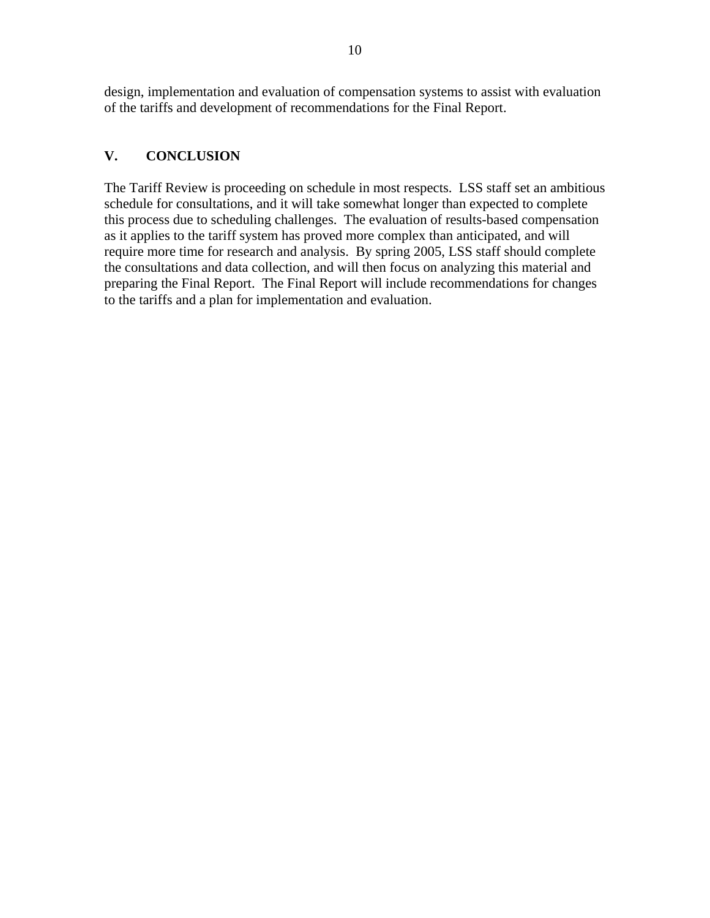design, implementation and evaluation of compensation systems to assist with evaluation of the tariffs and development of recommendations for the Final Report.

## V. CONCLUSION

The Tariff Review is proceeding on schedule in most respects. LSS staff set an ambitious schedule for consultations, and it will take somewhat longer than expected to complete this process due to scheduling challenges. The evaluation of results-based compensation as it applies to the tariff system has proved more complex than anticipated, and will require more time for research and analysis. By spring 2005, LSS staff should complete the consultations and data collection, and will then focus on analyzing this material and preparing the Final Report. The Final Report will include recommendations for changes to the tariffs and a plan for implementation and evaluation.